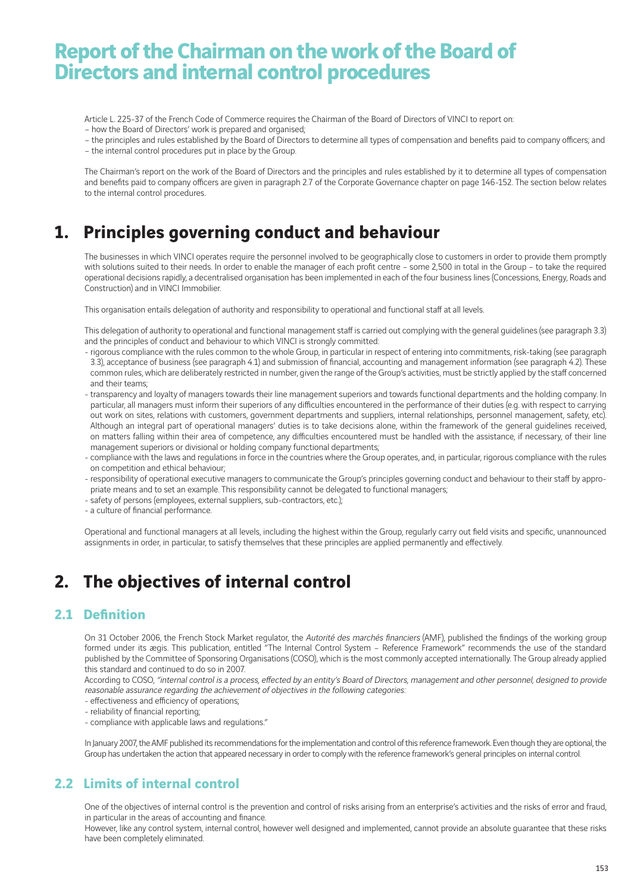# Report of the Chairman on the work of the Board of Directors and internal control procedures

Article L. 225-37 of the French Code of Commerce requires the Chairman of the Board of Directors of VINCI to report on:
– how the Board of Directors' work is prepared and organised;
– the principles and rules established by the Board of Directors to determine all types of compensation and benefits paid to company officers; and
– the internal control procedures put in place by the Group.

The Chairman's report on the work of the Board of Directors and the principles and rules established by it to determine all types of compensation and benefits paid to company officers are given in paragraph 2.7 of the Corporate Governance chapter on page 146-152. The section below relates to the internal control procedures.

## 1. Principles governing conduct and behaviour

The businesses in which VINCI operates require the personnel involved to be geographically close to customers in order to provide them promptly with solutions suited to their needs. In order to enable the manager of each profit centre – some 2,500 in total in the Group – to take the required operational decisions rapidly, a decentralised organisation has been implemented in each of the four business lines (Concessions, Energy, Roads and Construction) and in VINCI Immobilier.

This organisation entails delegation of authority and responsibility to operational and functional staff at all levels.

This delegation of authority to operational and functional management staff is carried out complying with the general guidelines (see paragraph 3.3) and the principles of conduct and behaviour to which VINCI is strongly committed:

- rigorous compliance with the rules common to the whole Group, in particular in respect of entering into commitments, risk-taking (see paragraph 3.3), acceptance of business (see paragraph 4.1) and submission of financial, accounting and management information (see paragraph 4.2). These common rules, which are deliberately restricted in number, given the range of the Group's activities, must be strictly applied by the staff concerned and their teams;
- transparency and loyalty of managers towards their line management superiors and towards functional departments and the holding company. In particular, all managers must inform their superiors of any difficulties encountered in the performance of their duties (e.g. with respect to carrying out work on sites, relations with customers, government departments and suppliers, internal relationships, personnel management, safety, etc). Although an integral part of operational managers' duties is to take decisions alone, within the framework of the general guidelines received, on matters falling within their area of competence, any difficulties encountered must be handled with the assistance, if necessary, of their line management superiors or divisional or holding company functional departments;
- compliance with the laws and regulations in force in the countries where the Group operates, and, in particular, rigorous compliance with the rules on competition and ethical behaviour;
- responsibility of operational executive managers to communicate the Group's principles governing conduct and behaviour to their staff by appropriate means and to set an example. This responsibility cannot be delegated to functional managers;
- safety of persons (employees, external suppliers, sub-contractors, etc.);
- a culture of financial performance.

Operational and functional managers at all levels, including the highest within the Group, regularly carry out field visits and specific, unannounced assignments in order, in particular, to satisfy themselves that these principles are applied permanently and effectively.

## 2. The objectives of internal control

### 2.1 Definition

On 31 October 2006, the French Stock Market regulator, the *Autorité des marchés financiers* (AMF), published the findings of the working group formed under its ægis. This publication, entitled "The Internal Control System – Reference Framework" recommends the use of the standard published by the Committee of Sponsoring Organisations (COSO), which is the most commonly accepted internationally. The Group already applied this standard and continued to do so in 2007.

According to COSO, *"internal control is a process, effected by an entity's Board of Directors, management and other personnel, designed to provide reasonable assurance regarding the achievement of objectives in the following categories:*
- effectiveness and efficiency of operations;
- reliability of financial reporting;
- compliance with applicable laws and regulations."

In January 2007, the AMF published its recommendations for the implementation and control of this reference framework. Even though they are optional, the Group has undertaken the action that appeared necessary in order to comply with the reference framework's general principles on internal control.

### 2.2 Limits of internal control

One of the objectives of internal control is the prevention and control of risks arising from an enterprise's activities and the risks of error and fraud, in particular in the areas of accounting and finance.

However, like any control system, internal control, however well designed and implemented, cannot provide an absolute guarantee that these risks have been completely eliminated.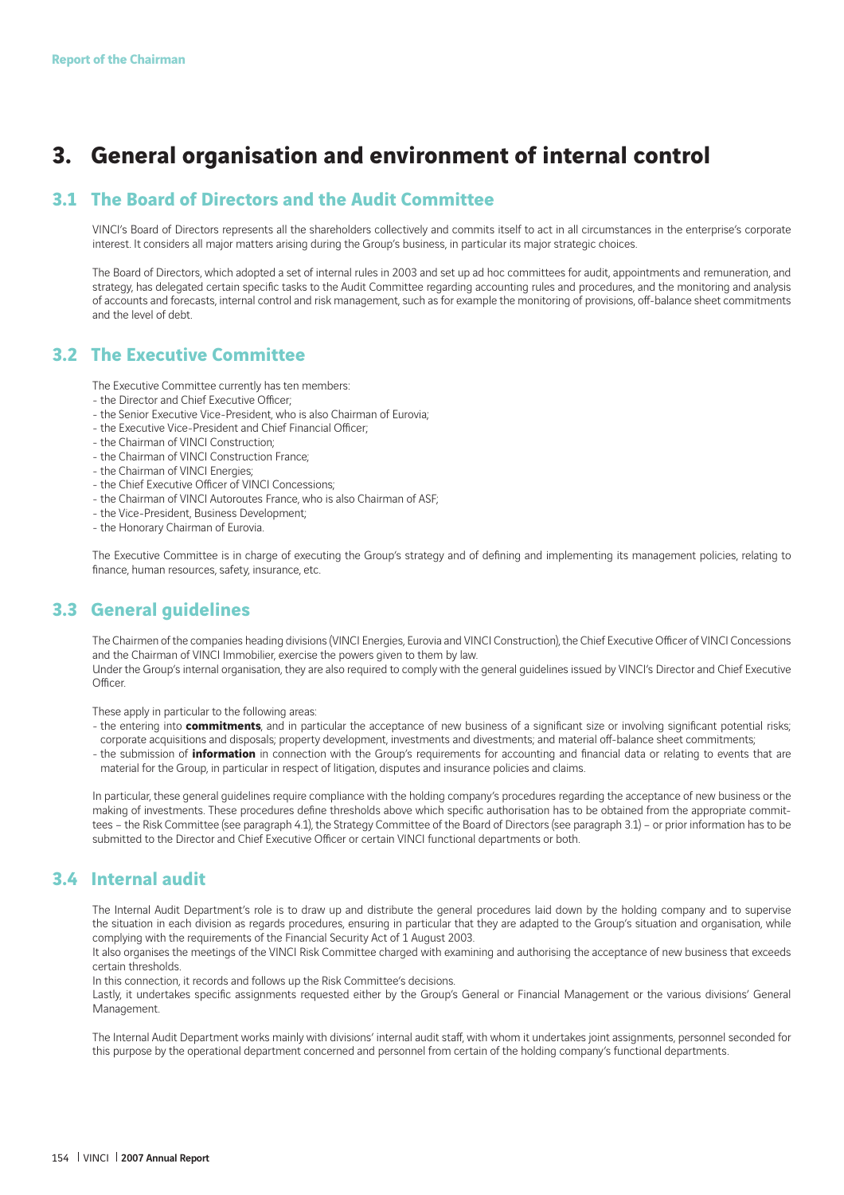# 3. General organisation and environment of internal control

## 3.1 The Board of Directors and the Audit Committee

VINCI's Board of Directors represents all the shareholders collectively and commits itself to act in all circumstances in the enterprise's corporate interest. It considers all major matters arising during the Group's business, in particular its major strategic choices.

The Board of Directors, which adopted a set of internal rules in 2003 and set up ad hoc committees for audit, appointments and remuneration, and strategy, has delegated certain specific tasks to the Audit Committee regarding accounting rules and procedures, and the monitoring and analysis of accounts and forecasts, internal control and risk management, such as for example the monitoring of provisions, off-balance sheet commitments and the level of debt.

## 3.2 The Executive Committee

The Executive Committee currently has ten members:

- the Director and Chief Executive Officer;
- the Senior Executive Vice-President, who is also Chairman of Eurovia;
- the Executive Vice-President and Chief Financial Officer;
- the Chairman of VINCI Construction;
- the Chairman of VINCI Construction France;
- the Chairman of VINCI Energies;
- the Chief Executive Officer of VINCI Concessions;
- the Chairman of VINCI Autoroutes France, who is also Chairman of ASF;
- the Vice-President, Business Development;
- the Honorary Chairman of Eurovia.

The Executive Committee is in charge of executing the Group's strategy and of defining and implementing its management policies, relating to finance, human resources, safety, insurance, etc.

## 3.3 General guidelines

The Chairmen of the companies heading divisions (VINCI Energies, Eurovia and VINCI Construction), the Chief Executive Officer of VINCI Concessions and the Chairman of VINCI Immobilier, exercise the powers given to them by law.
Under the Group's internal organisation, they are also required to comply with the general guidelines issued by VINCI's Director and Chief Executive Officer.

These apply in particular to the following areas:

- the entering into **commitments**, and in particular the acceptance of new business of a significant size or involving significant potential risks; corporate acquisitions and disposals; property development, investments and divestments; and material off-balance sheet commitments;
- the submission of **information** in connection with the Group's requirements for accounting and financial data or relating to events that are material for the Group, in particular in respect of litigation, disputes and insurance policies and claims.

In particular, these general guidelines require compliance with the holding company's procedures regarding the acceptance of new business or the making of investments. These procedures define thresholds above which specific authorisation has to be obtained from the appropriate committees – the Risk Committee (see paragraph 4.1), the Strategy Committee of the Board of Directors (see paragraph 3.1) – or prior information has to be submitted to the Director and Chief Executive Officer or certain VINCI functional departments or both.

## 3.4 Internal audit

The Internal Audit Department's role is to draw up and distribute the general procedures laid down by the holding company and to supervise the situation in each division as regards procedures, ensuring in particular that they are adapted to the Group's situation and organisation, while complying with the requirements of the Financial Security Act of 1 August 2003.
It also organises the meetings of the VINCI Risk Committee charged with examining and authorising the acceptance of new business that exceeds certain thresholds.
In this connection, it records and follows up the Risk Committee's decisions.
Lastly, it undertakes specific assignments requested either by the Group's General or Financial Management or the various divisions' General Management.

The Internal Audit Department works mainly with divisions' internal audit staff, with whom it undertakes joint assignments, personnel seconded for this purpose by the operational department concerned and personnel from certain of the holding company's functional departments.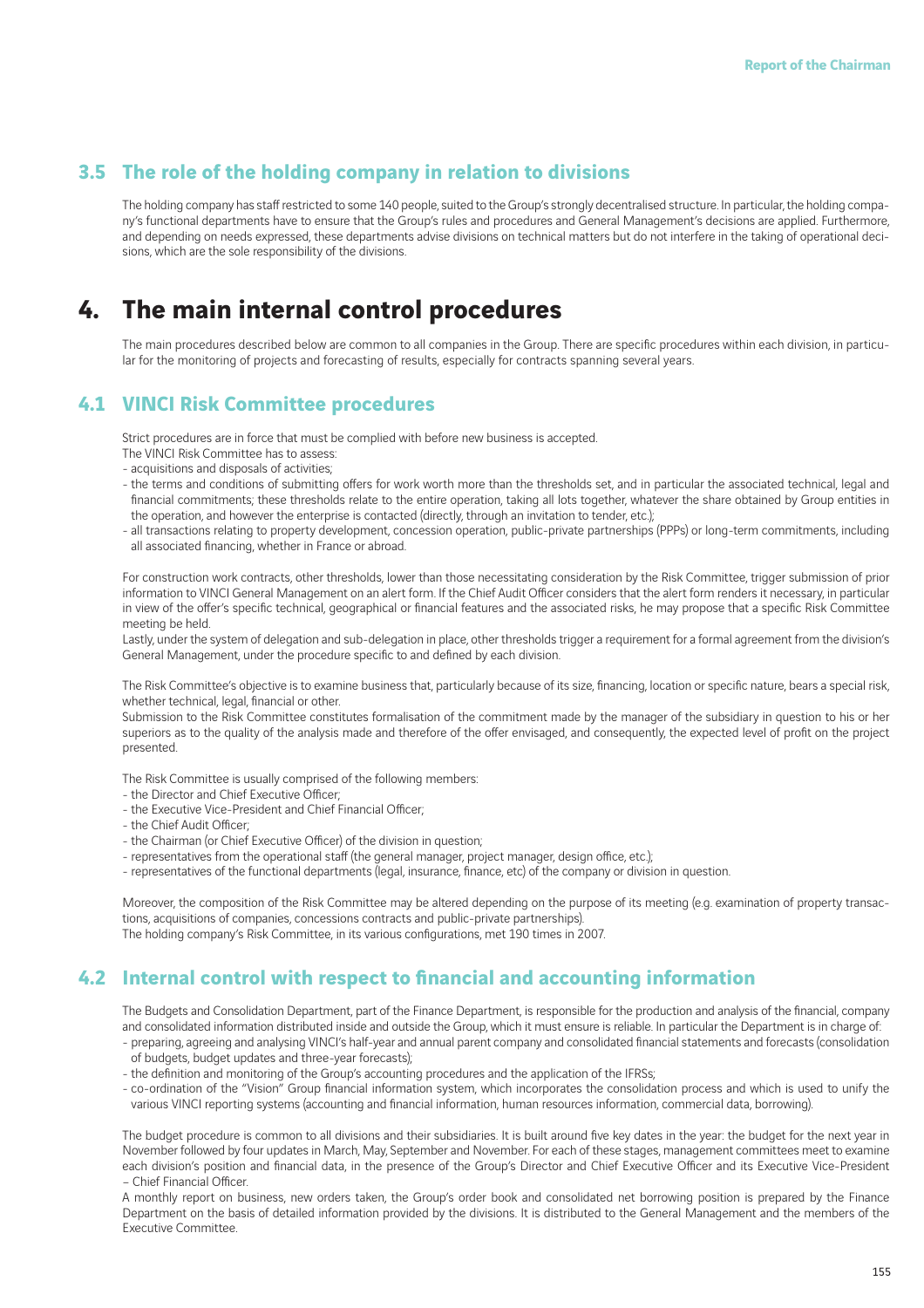### 3.5 The role of the holding company in relation to divisions

The holding company has staff restricted to some 140 people, suited to the Group's strongly decentralised structure. In particular, the holding company's functional departments have to ensure that the Group's rules and procedures and General Management's decisions are applied. Furthermore, and depending on needs expressed, these departments advise divisions on technical matters but do not interfere in the taking of operational decisions, which are the sole responsibility of the divisions.

## 4. The main internal control procedures

The main procedures described below are common to all companies in the Group. There are specific procedures within each division, in particular for the monitoring of projects and forecasting of results, especially for contracts spanning several years.

### 4.1 VINCI Risk Committee procedures

Strict procedures are in force that must be complied with before new business is accepted.
The VINCI Risk Committee has to assess:
- acquisitions and disposals of activities;
- the terms and conditions of submitting offers for work worth more than the thresholds set, and in particular the associated technical, legal and financial commitments; these thresholds relate to the entire operation, taking all lots together, whatever the share obtained by Group entities in the operation, and however the enterprise is contacted (directly, through an invitation to tender, etc.);
- all transactions relating to property development, concession operation, public-private partnerships (PPPs) or long-term commitments, including all associated financing, whether in France or abroad.

For construction work contracts, other thresholds, lower than those necessitating consideration by the Risk Committee, trigger submission of prior information to VINCI General Management on an alert form. If the Chief Audit Officer considers that the alert form renders it necessary, in particular in view of the offer's specific technical, geographical or financial features and the associated risks, he may propose that a specific Risk Committee meeting be held.
Lastly, under the system of delegation and sub-delegation in place, other thresholds trigger a requirement for a formal agreement from the division's General Management, under the procedure specific to and defined by each division.

The Risk Committee's objective is to examine business that, particularly because of its size, financing, location or specific nature, bears a special risk, whether technical, legal, financial or other.
Submission to the Risk Committee constitutes formalisation of the commitment made by the manager of the subsidiary in question to his or her superiors as to the quality of the analysis made and therefore of the offer envisaged, and consequently, the expected level of profit on the project presented.

The Risk Committee is usually comprised of the following members:
- the Director and Chief Executive Officer;
- the Executive Vice-President and Chief Financial Officer;
- the Chief Audit Officer;
- the Chairman (or Chief Executive Officer) of the division in question;
- representatives from the operational staff (the general manager, project manager, design office, etc.);
- representatives of the functional departments (legal, insurance, finance, etc) of the company or division in question.

Moreover, the composition of the Risk Committee may be altered depending on the purpose of its meeting (e.g. examination of property transactions, acquisitions of companies, concessions contracts and public-private partnerships).
The holding company's Risk Committee, in its various configurations, met 190 times in 2007.

### 4.2 Internal control with respect to financial and accounting information

The Budgets and Consolidation Department, part of the Finance Department, is responsible for the production and analysis of the financial, company and consolidated information distributed inside and outside the Group, which it must ensure is reliable. In particular the Department is in charge of:
- preparing, agreeing and analysing VINCI's half-year and annual parent company and consolidated financial statements and forecasts (consolidation of budgets, budget updates and three-year forecasts);
- the definition and monitoring of the Group's accounting procedures and the application of the IFRSs;
- co-ordination of the "Vision" Group financial information system, which incorporates the consolidation process and which is used to unify the various VINCI reporting systems (accounting and financial information, human resources information, commercial data, borrowing).

The budget procedure is common to all divisions and their subsidiaries. It is built around five key dates in the year: the budget for the next year in November followed by four updates in March, May, September and November. For each of these stages, management committees meet to examine each division's position and financial data, in the presence of the Group's Director and Chief Executive Officer and its Executive Vice-President – Chief Financial Officer.
A monthly report on business, new orders taken, the Group's order book and consolidated net borrowing position is prepared by the Finance Department on the basis of detailed information provided by the divisions. It is distributed to the General Management and the members of the Executive Committee.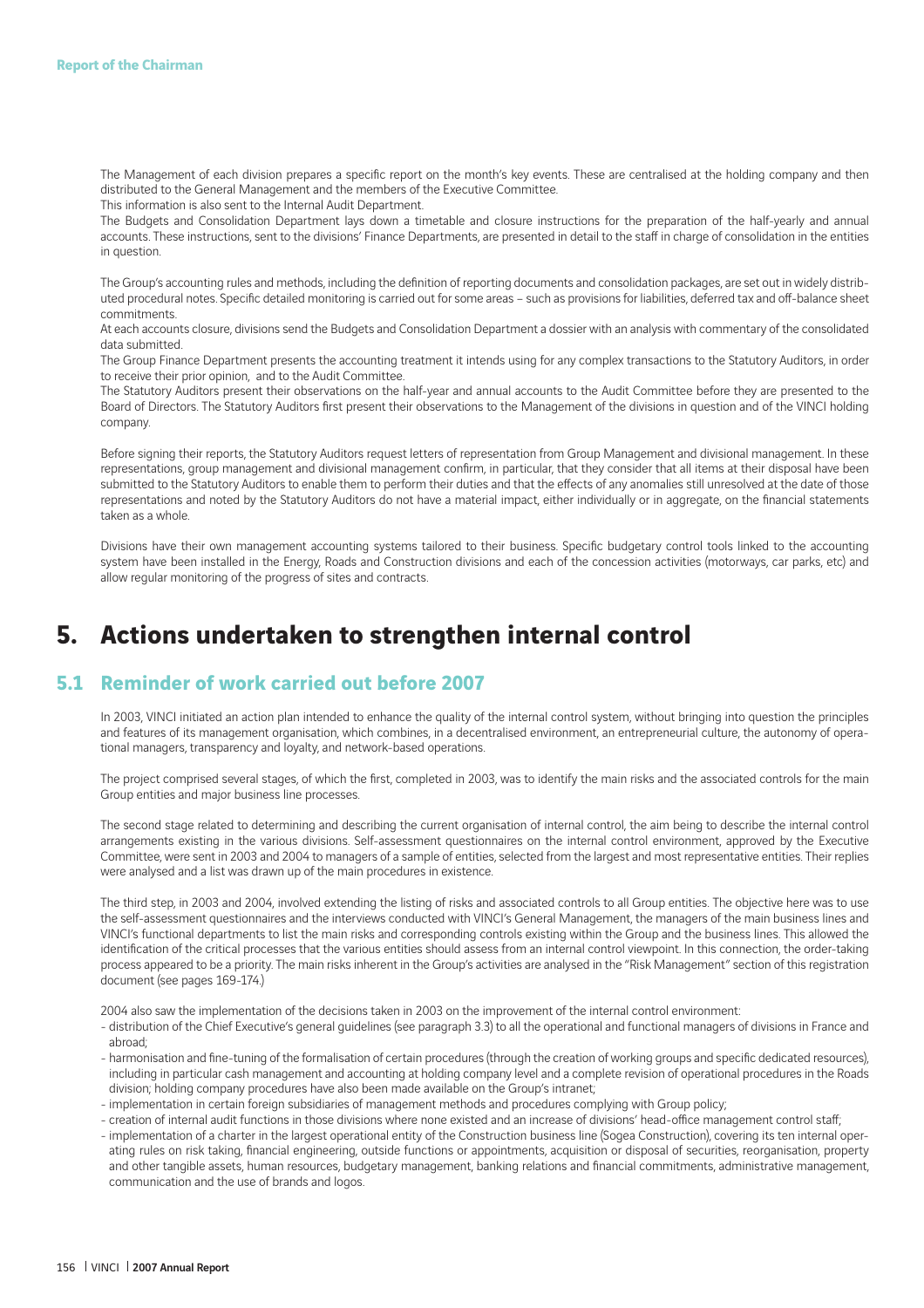The Management of each division prepares a specific report on the month's key events. These are centralised at the holding company and then distributed to the General Management and the members of the Executive Committee.
This information is also sent to the Internal Audit Department.
The Budgets and Consolidation Department lays down a timetable and closure instructions for the preparation of the half-yearly and annual accounts. These instructions, sent to the divisions' Finance Departments, are presented in detail to the staff in charge of consolidation in the entities in question.

The Group's accounting rules and methods, including the definition of reporting documents and consolidation packages, are set out in widely distributed procedural notes. Specific detailed monitoring is carried out for some areas – such as provisions for liabilities, deferred tax and off-balance sheet commitments.
At each accounts closure, divisions send the Budgets and Consolidation Department a dossier with an analysis with commentary of the consolidated data submitted.
The Group Finance Department presents the accounting treatment it intends using for any complex transactions to the Statutory Auditors, in order to receive their prior opinion, and to the Audit Committee.
The Statutory Auditors present their observations on the half-year and annual accounts to the Audit Committee before they are presented to the Board of Directors. The Statutory Auditors first present their observations to the Management of the divisions in question and of the VINCI holding company.

Before signing their reports, the Statutory Auditors request letters of representation from Group Management and divisional management. In these representations, group management and divisional management confirm, in particular, that they consider that all items at their disposal have been submitted to the Statutory Auditors to enable them to perform their duties and that the effects of any anomalies still unresolved at the date of those representations and noted by the Statutory Auditors do not have a material impact, either individually or in aggregate, on the financial statements taken as a whole.

Divisions have their own management accounting systems tailored to their business. Specific budgetary control tools linked to the accounting system have been installed in the Energy, Roads and Construction divisions and each of the concession activities (motorways, car parks, etc) and allow regular monitoring of the progress of sites and contracts.

# 5. Actions undertaken to strengthen internal control

## 5.1 Reminder of work carried out before 2007

In 2003, VINCI initiated an action plan intended to enhance the quality of the internal control system, without bringing into question the principles and features of its management organisation, which combines, in a decentralised environment, an entrepreneurial culture, the autonomy of operational managers, transparency and loyalty, and network-based operations.

The project comprised several stages, of which the first, completed in 2003, was to identify the main risks and the associated controls for the main Group entities and major business line processes.

The second stage related to determining and describing the current organisation of internal control, the aim being to describe the internal control arrangements existing in the various divisions. Self-assessment questionnaires on the internal control environment, approved by the Executive Committee, were sent in 2003 and 2004 to managers of a sample of entities, selected from the largest and most representative entities. Their replies were analysed and a list was drawn up of the main procedures in existence.

The third step, in 2003 and 2004, involved extending the listing of risks and associated controls to all Group entities. The objective here was to use the self-assessment questionnaires and the interviews conducted with VINCI's General Management, the managers of the main business lines and VINCI's functional departments to list the main risks and corresponding controls existing within the Group and the business lines. This allowed the identification of the critical processes that the various entities should assess from an internal control viewpoint. In this connection, the order-taking process appeared to be a priority. The main risks inherent in the Group's activities are analysed in the "Risk Management" section of this registration document (see pages 169-174.)

2004 also saw the implementation of the decisions taken in 2003 on the improvement of the internal control environment:

- distribution of the Chief Executive's general guidelines (see paragraph 3.3) to all the operational and functional managers of divisions in France and abroad;
- harmonisation and fine-tuning of the formalisation of certain procedures (through the creation of working groups and specific dedicated resources), including in particular cash management and accounting at holding company level and a complete revision of operational procedures in the Roads division; holding company procedures have also been made available on the Group's intranet;
- implementation in certain foreign subsidiaries of management methods and procedures complying with Group policy;
- creation of internal audit functions in those divisions where none existed and an increase of divisions' head-office management control staff;
- implementation of a charter in the largest operational entity of the Construction business line (Sogea Construction), covering its ten internal operating rules on risk taking, financial engineering, outside functions or appointments, acquisition or disposal of securities, reorganisation, property and other tangible assets, human resources, budgetary management, banking relations and financial commitments, administrative management, communication and the use of brands and logos.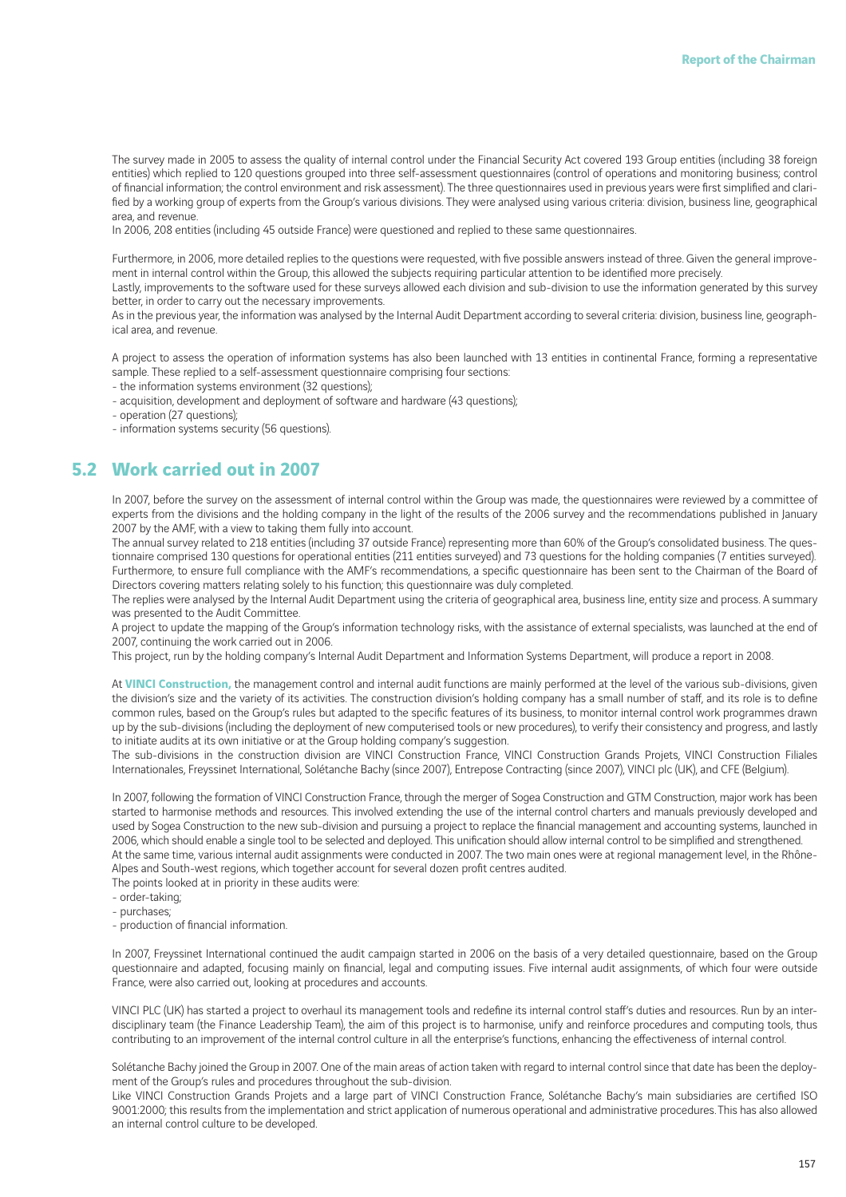The survey made in 2005 to assess the quality of internal control under the Financial Security Act covered 193 Group entities (including 38 foreign entities) which replied to 120 questions grouped into three self-assessment questionnaires (control of operations and monitoring business; control of financial information; the control environment and risk assessment). The three questionnaires used in previous years were first simplified and clarified by a working group of experts from the Group's various divisions. They were analysed using various criteria: division, business line, geographical area, and revenue.

In 2006, 208 entities (including 45 outside France) were questioned and replied to these same questionnaires.

Furthermore, in 2006, more detailed replies to the questions were requested, with five possible answers instead of three. Given the general improvement in internal control within the Group, this allowed the subjects requiring particular attention to be identified more precisely.

Lastly, improvements to the software used for these surveys allowed each division and sub-division to use the information generated by this survey better, in order to carry out the necessary improvements.

As in the previous year, the information was analysed by the Internal Audit Department according to several criteria: division, business line, geographical area, and revenue.

A project to assess the operation of information systems has also been launched with 13 entities in continental France, forming a representative sample. These replied to a self-assessment questionnaire comprising four sections:

- the information systems environment (32 questions);
- acquisition, development and deployment of software and hardware (43 questions);
- operation (27 questions);
- information systems security (56 questions).

## 5.2 Work carried out in 2007

In 2007, before the survey on the assessment of internal control within the Group was made, the questionnaires were reviewed by a committee of experts from the divisions and the holding company in the light of the results of the 2006 survey and the recommendations published in January 2007 by the AMF, with a view to taking them fully into account.

The annual survey related to 218 entities (including 37 outside France) representing more than 60% of the Group's consolidated business. The questionnaire comprised 130 questions for operational entities (211 entities surveyed) and 73 questions for the holding companies (7 entities surveyed). Furthermore, to ensure full compliance with the AMF's recommendations, a specific questionnaire has been sent to the Chairman of the Board of Directors covering matters relating solely to his function; this questionnaire was duly completed.

The replies were analysed by the Internal Audit Department using the criteria of geographical area, business line, entity size and process. A summary was presented to the Audit Committee.

A project to update the mapping of the Group's information technology risks, with the assistance of external specialists, was launched at the end of 2007, continuing the work carried out in 2006.

This project, run by the holding company's Internal Audit Department and Information Systems Department, will produce a report in 2008.

At **VINCI Construction,** the management control and internal audit functions are mainly performed at the level of the various sub-divisions, given the division's size and the variety of its activities. The construction division's holding company has a small number of staff, and its role is to define common rules, based on the Group's rules but adapted to the specific features of its business, to monitor internal control work programmes drawn up by the sub-divisions (including the deployment of new computerised tools or new procedures), to verify their consistency and progress, and lastly to initiate audits at its own initiative or at the Group holding company's suggestion.

The sub-divisions in the construction division are VINCI Construction France, VINCI Construction Grands Projets, VINCI Construction Filiales Internationales, Freyssinet International, Solétanche Bachy (since 2007), Entrepose Contracting (since 2007), VINCI plc (UK), and CFE (Belgium).

In 2007, following the formation of VINCI Construction France, through the merger of Sogea Construction and GTM Construction, major work has been started to harmonise methods and resources. This involved extending the use of the internal control charters and manuals previously developed and used by Sogea Construction to the new sub-division and pursuing a project to replace the financial management and accounting systems, launched in 2006, which should enable a single tool to be selected and deployed. This unification should allow internal control to be simplified and strengthened.

At the same time, various internal audit assignments were conducted in 2007. The two main ones were at regional management level, in the Rhône-Alpes and South-west regions, which together account for several dozen profit centres audited.

The points looked at in priority in these audits were:

- order-taking;
- purchases;
- production of financial information.

In 2007, Freyssinet International continued the audit campaign started in 2006 on the basis of a very detailed questionnaire, based on the Group questionnaire and adapted, focusing mainly on financial, legal and computing issues. Five internal audit assignments, of which four were outside France, were also carried out, looking at procedures and accounts.

VINCI PLC (UK) has started a project to overhaul its management tools and redefine its internal control staff's duties and resources. Run by an interdisciplinary team (the Finance Leadership Team), the aim of this project is to harmonise, unify and reinforce procedures and computing tools, thus contributing to an improvement of the internal control culture in all the enterprise's functions, enhancing the effectiveness of internal control.

Solétanche Bachy joined the Group in 2007. One of the main areas of action taken with regard to internal control since that date has been the deployment of the Group's rules and procedures throughout the sub-division.

Like VINCI Construction Grands Projets and a large part of VINCI Construction France, Solétanche Bachy's main subsidiaries are certified ISO 9001:2000; this results from the implementation and strict application of numerous operational and administrative procedures. This has also allowed an internal control culture to be developed.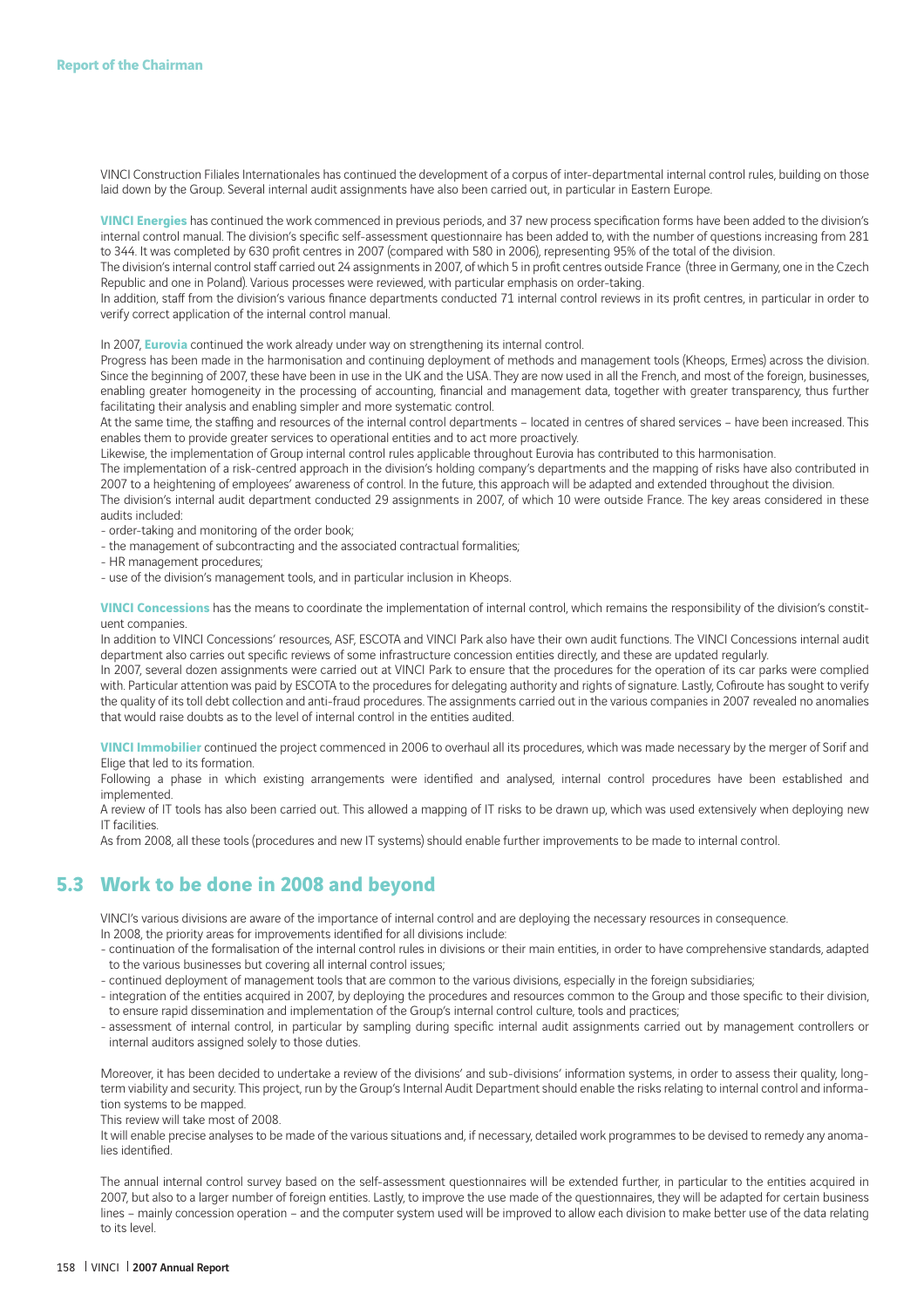VINCI Construction Filiales Internationales has continued the development of a corpus of inter-departmental internal control rules, building on those laid down by the Group. Several internal audit assignments have also been carried out, in particular in Eastern Europe.

**VINCI Energies** has continued the work commenced in previous periods, and 37 new process specification forms have been added to the division's internal control manual. The division's specific self-assessment questionnaire has been added to, with the number of questions increasing from 281 to 344. It was completed by 630 profit centres in 2007 (compared with 580 in 2006), representing 95% of the total of the division.

The division's internal control staff carried out 24 assignments in 2007, of which 5 in profit centres outside France (three in Germany, one in the Czech Republic and one in Poland). Various processes were reviewed, with particular emphasis on order-taking.

In addition, staff from the division's various finance departments conducted 71 internal control reviews in its profit centres, in particular in order to verify correct application of the internal control manual.

In 2007, **Eurovia** continued the work already under way on strengthening its internal control.

Progress has been made in the harmonisation and continuing deployment of methods and management tools (Kheops, Ermes) across the division. Since the beginning of 2007, these have been in use in the UK and the USA. They are now used in all the French, and most of the foreign, businesses, enabling greater homogeneity in the processing of accounting, financial and management data, together with greater transparency, thus further facilitating their analysis and enabling simpler and more systematic control.

At the same time, the staffing and resources of the internal control departments – located in centres of shared services – have been increased. This enables them to provide greater services to operational entities and to act more proactively.

Likewise, the implementation of Group internal control rules applicable throughout Eurovia has contributed to this harmonisation.

The implementation of a risk-centred approach in the division's holding company's departments and the mapping of risks have also contributed in 2007 to a heightening of employees' awareness of control. In the future, this approach will be adapted and extended throughout the division.

The division's internal audit department conducted 29 assignments in 2007, of which 10 were outside France. The key areas considered in these audits included:

- order-taking and monitoring of the order book;
- the management of subcontracting and the associated contractual formalities;
- HR management procedures;
- use of the division's management tools, and in particular inclusion in Kheops.

**VINCI Concessions** has the means to coordinate the implementation of internal control, which remains the responsibility of the division's constituent companies.

In addition to VINCI Concessions' resources, ASF, ESCOTA and VINCI Park also have their own audit functions. The VINCI Concessions internal audit department also carries out specific reviews of some infrastructure concession entities directly, and these are updated regularly.

In 2007, several dozen assignments were carried out at VINCI Park to ensure that the procedures for the operation of its car parks were complied with. Particular attention was paid by ESCOTA to the procedures for delegating authority and rights of signature. Lastly, Cofiroute has sought to verify the quality of its toll debt collection and anti-fraud procedures. The assignments carried out in the various companies in 2007 revealed no anomalies that would raise doubts as to the level of internal control in the entities audited.

**VINCI Immobilier** continued the project commenced in 2006 to overhaul all its procedures, which was made necessary by the merger of Sorif and Elige that led to its formation.

Following a phase in which existing arrangements were identified and analysed, internal control procedures have been established and implemented.

A review of IT tools has also been carried out. This allowed a mapping of IT risks to be drawn up, which was used extensively when deploying new IT facilities.

As from 2008, all these tools (procedures and new IT systems) should enable further improvements to be made to internal control.

## 5.3 Work to be done in 2008 and beyond

VINCI's various divisions are aware of the importance of internal control and are deploying the necessary resources in consequence.

In 2008, the priority areas for improvements identified for all divisions include:

- continuation of the formalisation of the internal control rules in divisions or their main entities, in order to have comprehensive standards, adapted to the various businesses but covering all internal control issues;
- continued deployment of management tools that are common to the various divisions, especially in the foreign subsidiaries;
- integration of the entities acquired in 2007, by deploying the procedures and resources common to the Group and those specific to their division, to ensure rapid dissemination and implementation of the Group's internal control culture, tools and practices;
- assessment of internal control, in particular by sampling during specific internal audit assignments carried out by management controllers or internal auditors assigned solely to those duties.

Moreover, it has been decided to undertake a review of the divisions' and sub-divisions' information systems, in order to assess their quality, long-term viability and security. This project, run by the Group's Internal Audit Department should enable the risks relating to internal control and information systems to be mapped.

This review will take most of 2008.

It will enable precise analyses to be made of the various situations and, if necessary, detailed work programmes to be devised to remedy any anomalies identified.

The annual internal control survey based on the self-assessment questionnaires will be extended further, in particular to the entities acquired in 2007, but also to a larger number of foreign entities. Lastly, to improve the use made of the questionnaires, they will be adapted for certain business lines – mainly concession operation – and the computer system used will be improved to allow each division to make better use of the data relating to its level.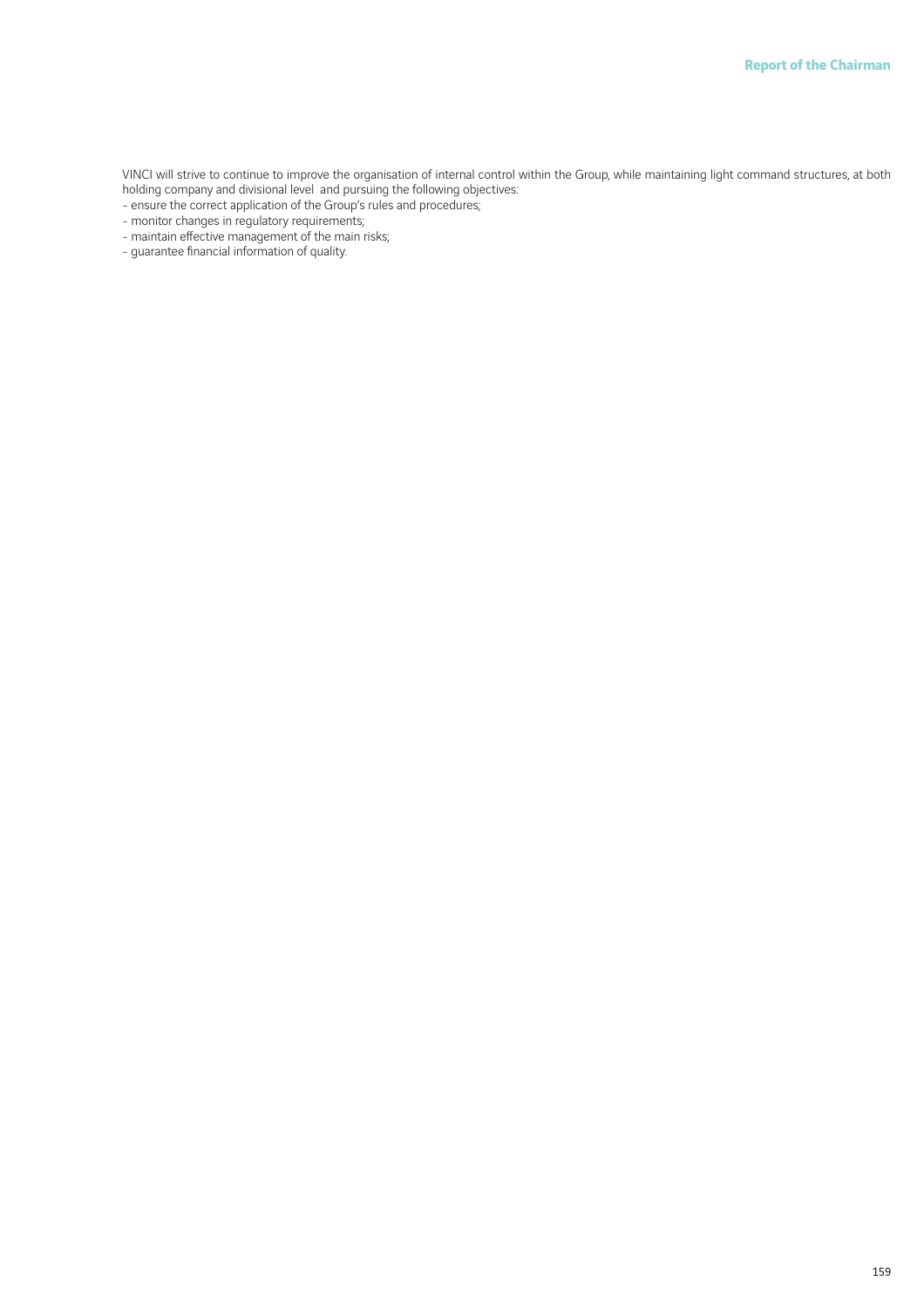VINCI will strive to continue to improve the organisation of internal control within the Group, while maintaining light command structures, at both holding company and divisional level and pursuing the following objectives:

- ensure the correct application of the Group's rules and procedures;
- monitor changes in regulatory requirements;
- maintain effective management of the main risks;
- guarantee financial information of quality.